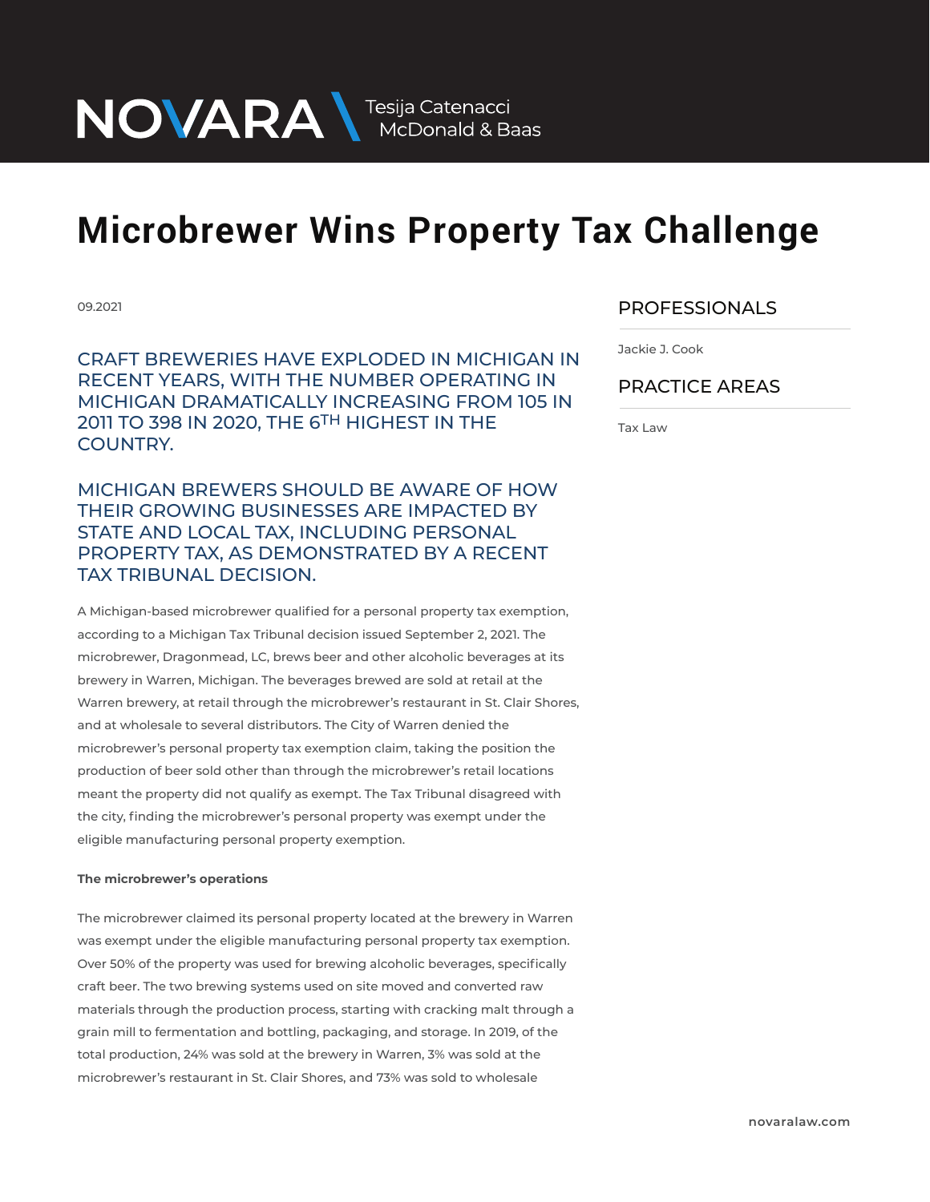NOVARA Tesija Catenacci McDonald & Baas

# Microbrewer Wins Property Tax Challenge

09.2021

## PROFESSIONALS

Jackie J. Cook

## PRACTICE AREAS

Tax Law

## CRAFT BREWERIES HAVE EXPLODED IN MICHIGAN IN RECENT YEARS, WITH THE NUMBER OPERATING IN MICHIGAN DRAMATICALLY INCREASING FROM 105 IN 2011 TO 398 IN 2020, THE 6TH HIGHEST IN THE COUNTRY.

## MICHIGAN BREWERS SHOULD BE AWARE OF HOW THEIR GROWING BUSINESSES ARE IMPACTED BY STATE AND LOCAL TAX, INCLUDING PERSONAL PROPERTY TAX, AS DEMONSTRATED BY A RECENT TAX TRIBUNAL DECISION.

A Michigan-based microbrewer qualified for a personal property tax exemption, according to a Michigan Tax Tribunal decision issued September 2, 2021. The microbrewer, Dragonmead, LC, brews beer and other alcoholic beverages at its brewery in Warren, Michigan. The beverages brewed are sold at retail at the Warren brewery, at retail through the microbrewer's restaurant in St. Clair Shores, and at wholesale to several distributors. The City of Warren denied the microbrewer's personal property tax exemption claim, taking the position the production of beer sold other than through the microbrewer's retail locations meant the property did not qualify as exempt. The Tax Tribunal disagreed with the city, finding the microbrewer's personal property was exempt under the eligible manufacturing personal property exemption.

**The microbrewer's operations**

The microbrewer claimed its personal property located at the brewery in Warren was exempt under the eligible manufacturing personal property tax exemption. Over 50% of the property was used for brewing alcoholic beverages, specifically craft beer. The two brewing systems used on site moved and converted raw materials through the production process, starting with cracking malt through a grain mill to fermentation and bottling, packaging, and storage. In 2019, of the total production, 24% was sold at the brewery in Warren, 3% was sold at the microbrewer's restaurant in St. Clair Shores, and 73% was sold to wholesale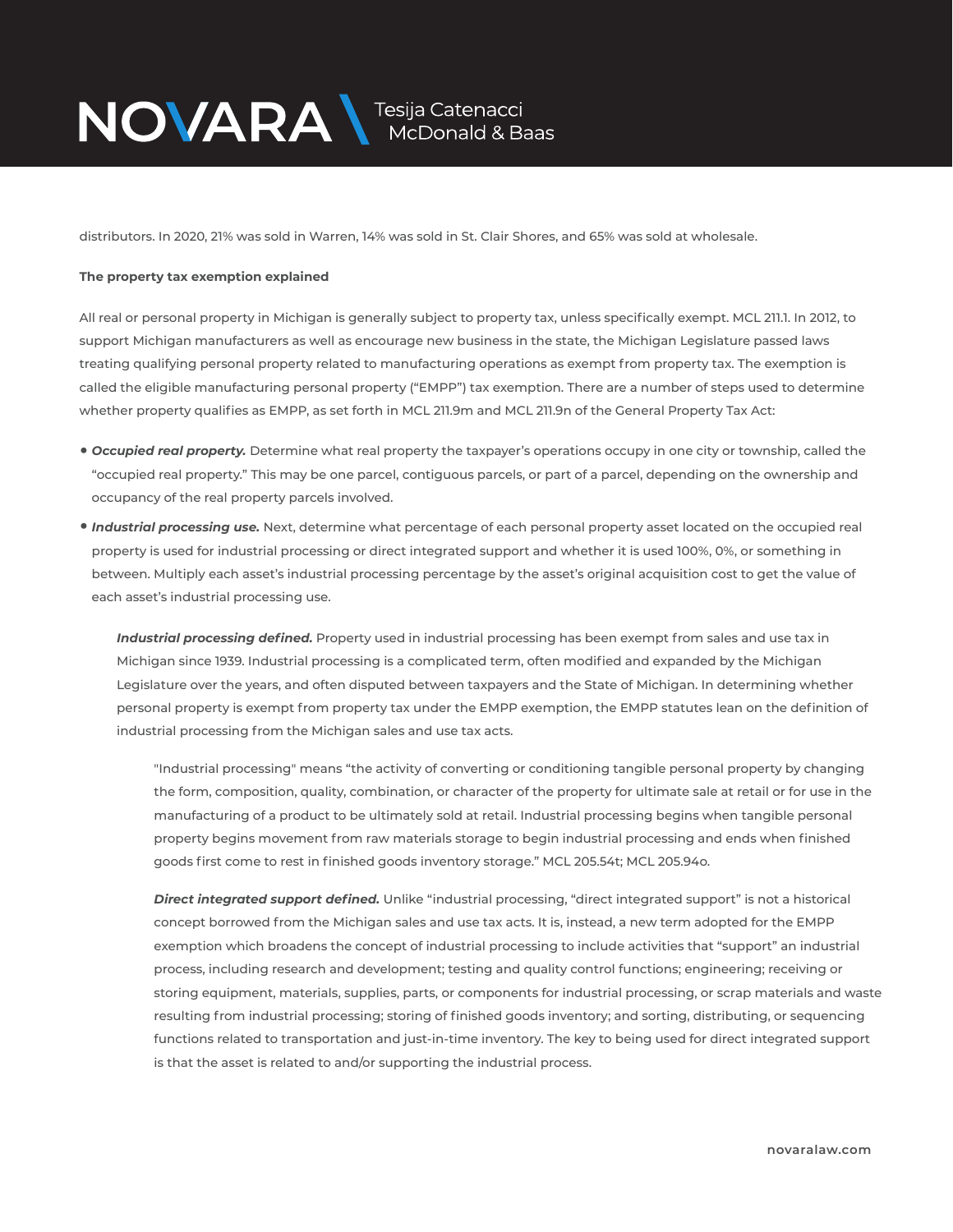distributors. In 2020, 21% was sold in Warren, 14% was sold in St. Clair Shores, and 65% was sold at wholesale.

**The property tax exemption explained**

All real or personal property in Michigan is generally subject to property tax, unless specifically exempt. MCL 211.1. In 2012, to support Michigan manufacturers as well as encourage new business in the state, the Michigan Legislature passed laws treating qualifying personal property related to manufacturing operations as exempt from property tax. The exemption is called the eligible manufacturing personal property ("EMPP") tax exemption. There are a number of steps used to determine whether property qualifies as EMPP, as set forth in MCL 211.9m and MCL 211.9n of the General Property Tax Act:

- ***Occupied real property.*** Determine what real property the taxpayer's operations occupy in one city or township, called the "occupied real property." This may be one parcel, contiguous parcels, or part of a parcel, depending on the ownership and occupancy of the real property parcels involved.
- ***Industrial processing use.*** Next, determine what percentage of each personal property asset located on the occupied real property is used for industrial processing or direct integrated support and whether it is used 100%, 0%, or something in between. Multiply each asset's industrial processing percentage by the asset's original acquisition cost to get the value of each asset's industrial processing use.

  ***Industrial processing defined.*** Property used in industrial processing has been exempt from sales and use tax in Michigan since 1939. Industrial processing is a complicated term, often modified and expanded by the Michigan Legislature over the years, and often disputed between taxpayers and the State of Michigan. In determining whether personal property is exempt from property tax under the EMPP exemption, the EMPP statutes lean on the definition of industrial processing from the Michigan sales and use tax acts.

  > "Industrial processing" means "the activity of converting or conditioning tangible personal property by changing the form, composition, quality, combination, or character of the property for ultimate sale at retail or for use in the manufacturing of a product to be ultimately sold at retail. Industrial processing begins when tangible personal property begins movement from raw materials storage to begin industrial processing and ends when finished goods first come to rest in finished goods inventory storage." MCL 205.54t; MCL 205.94o.
  >
  > ***Direct integrated support defined.*** Unlike "industrial processing, "direct integrated support" is not a historical concept borrowed from the Michigan sales and use tax acts. It is, instead, a new term adopted for the EMPP exemption which broadens the concept of industrial processing to include activities that "support" an industrial process, including research and development; testing and quality control functions; engineering; receiving or storing equipment, materials, supplies, parts, or components for industrial processing, or scrap materials and waste resulting from industrial processing; storing of finished goods inventory; and sorting, distributing, or sequencing functions related to transportation and just-in-time inventory. The key to being used for direct integrated support is that the asset is related to and/or supporting the industrial process.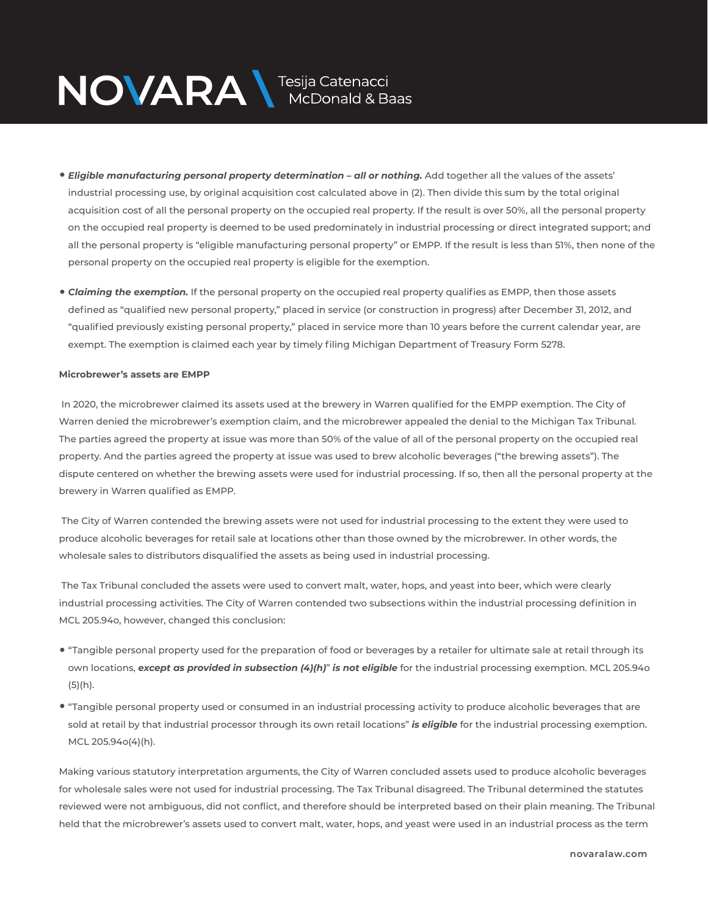- ***Eligible manufacturing personal property determination – all or nothing.*** Add together all the values of the assets' industrial processing use, by original acquisition cost calculated above in (2). Then divide this sum by the total original acquisition cost of all the personal property on the occupied real property. If the result is over 50%, all the personal property on the occupied real property is deemed to be used predominately in industrial processing or direct integrated support; and all the personal property is "eligible manufacturing personal property" or EMPP. If the result is less than 51%, then none of the personal property on the occupied real property is eligible for the exemption.

- ***Claiming the exemption.*** If the personal property on the occupied real property qualifies as EMPP, then those assets defined as "qualified new personal property," placed in service (or construction in progress) after December 31, 2012, and "qualified previously existing personal property," placed in service more than 10 years before the current calendar year, are exempt. The exemption is claimed each year by timely filing Michigan Department of Treasury Form 5278.

**Microbrewer's assets are EMPP**

In 2020, the microbrewer claimed its assets used at the brewery in Warren qualified for the EMPP exemption. The City of Warren denied the microbrewer's exemption claim, and the microbrewer appealed the denial to the Michigan Tax Tribunal. The parties agreed the property at issue was more than 50% of the value of all of the personal property on the occupied real property. And the parties agreed the property at issue was used to brew alcoholic beverages ("the brewing assets"). The dispute centered on whether the brewing assets were used for industrial processing. If so, then all the personal property at the brewery in Warren qualified as EMPP.

The City of Warren contended the brewing assets were not used for industrial processing to the extent they were used to produce alcoholic beverages for retail sale at locations other than those owned by the microbrewer. In other words, the wholesale sales to distributors disqualified the assets as being used in industrial processing.

The Tax Tribunal concluded the assets were used to convert malt, water, hops, and yeast into beer, which were clearly industrial processing activities. The City of Warren contended two subsections within the industrial processing definition in MCL 205.94o, however, changed this conclusion:

- "Tangible personal property used for the preparation of food or beverages by a retailer for ultimate sale at retail through its own locations, ***except as provided in subsection (4)(h)***" ***is not eligible*** for the industrial processing exemption. MCL 205.94o (5)(h).
- "Tangible personal property used or consumed in an industrial processing activity to produce alcoholic beverages that are sold at retail by that industrial processor through its own retail locations" ***is eligible*** for the industrial processing exemption. MCL 205.94o(4)(h).

Making various statutory interpretation arguments, the City of Warren concluded assets used to produce alcoholic beverages for wholesale sales were not used for industrial processing. The Tax Tribunal disagreed. The Tribunal determined the statutes reviewed were not ambiguous, did not conflict, and therefore should be interpreted based on their plain meaning. The Tribunal held that the microbrewer's assets used to convert malt, water, hops, and yeast were used in an industrial process as the term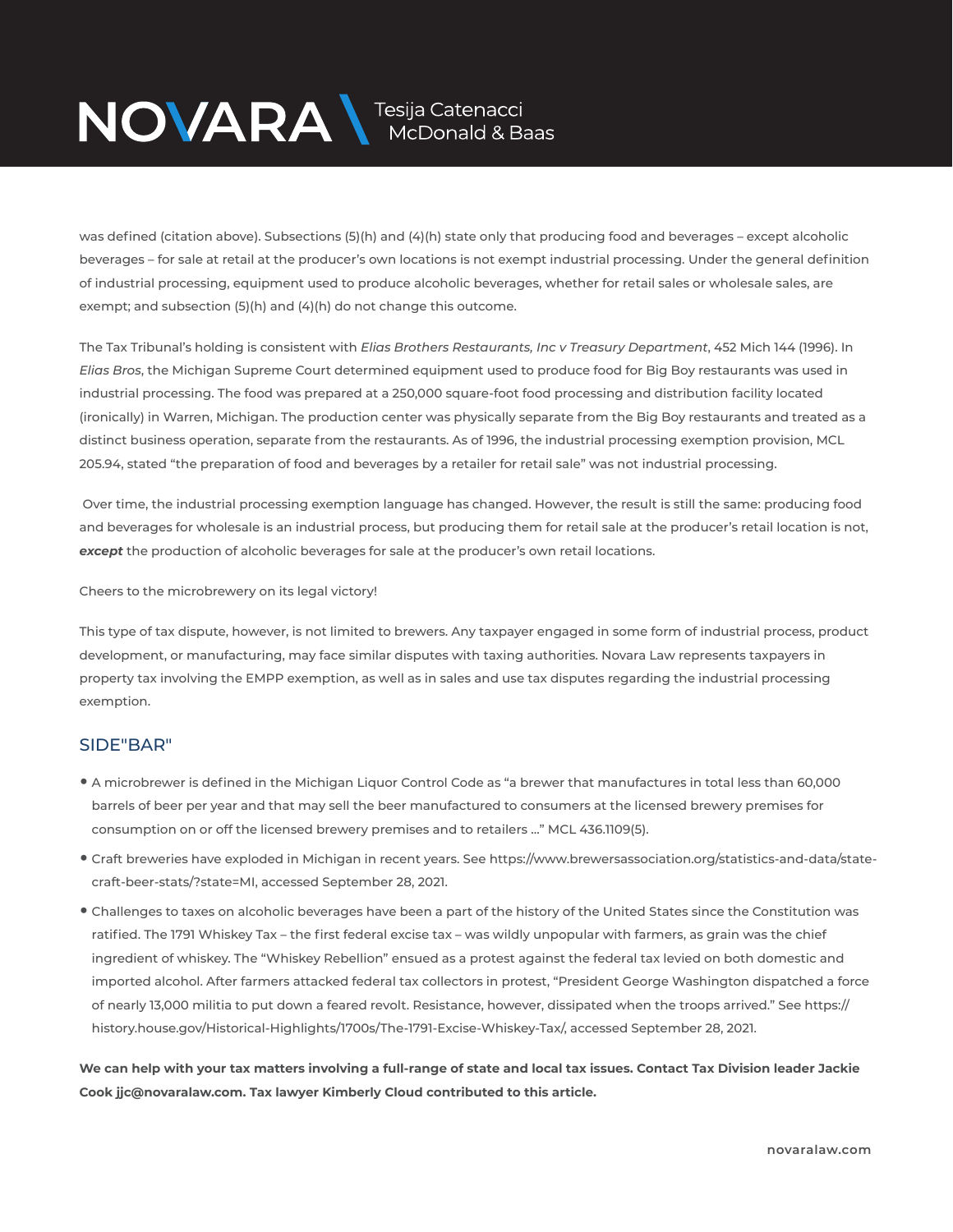was defined (citation above). Subsections (5)(h) and (4)(h) state only that producing food and beverages – except alcoholic beverages – for sale at retail at the producer's own locations is not exempt industrial processing. Under the general definition of industrial processing, equipment used to produce alcoholic beverages, whether for retail sales or wholesale sales, are exempt; and subsection (5)(h) and (4)(h) do not change this outcome.

The Tax Tribunal's holding is consistent with *Elias Brothers Restaurants, Inc v Treasury Department*, 452 Mich 144 (1996). In *Elias Bros*, the Michigan Supreme Court determined equipment used to produce food for Big Boy restaurants was used in industrial processing. The food was prepared at a 250,000 square-foot food processing and distribution facility located (ironically) in Warren, Michigan. The production center was physically separate from the Big Boy restaurants and treated as a distinct business operation, separate from the restaurants. As of 1996, the industrial processing exemption provision, MCL 205.94, stated "the preparation of food and beverages by a retailer for retail sale" was not industrial processing.

Over time, the industrial processing exemption language has changed. However, the result is still the same: producing food and beverages for wholesale is an industrial process, but producing them for retail sale at the producer's retail location is not, ***except*** the production of alcoholic beverages for sale at the producer's own retail locations.

Cheers to the microbrewery on its legal victory!

This type of tax dispute, however, is not limited to brewers. Any taxpayer engaged in some form of industrial process, product development, or manufacturing, may face similar disputes with taxing authorities. Novara Law represents taxpayers in property tax involving the EMPP exemption, as well as in sales and use tax disputes regarding the industrial processing exemption.

## SIDE"BAR"

- A microbrewer is defined in the Michigan Liquor Control Code as "a brewer that manufactures in total less than 60,000 barrels of beer per year and that may sell the beer manufactured to consumers at the licensed brewery premises for consumption on or off the licensed brewery premises and to retailers ..." MCL 436.1109(5).
- Craft breweries have exploded in Michigan in recent years. See https://www.brewersassociation.org/statistics-and-data/state-craft-beer-stats/?state=MI, accessed September 28, 2021.
- Challenges to taxes on alcoholic beverages have been a part of the history of the United States since the Constitution was ratified. The 1791 Whiskey Tax – the first federal excise tax – was wildly unpopular with farmers, as grain was the chief ingredient of whiskey. The "Whiskey Rebellion" ensued as a protest against the federal tax levied on both domestic and imported alcohol. After farmers attacked federal tax collectors in protest, "President George Washington dispatched a force of nearly 13,000 militia to put down a feared revolt. Resistance, however, dissipated when the troops arrived." See https://history.house.gov/Historical-Highlights/1700s/The-1791-Excise-Whiskey-Tax/, accessed September 28, 2021.

**We can help with your tax matters involving a full-range of state and local tax issues. Contact Tax Division leader Jackie Cook jjc@novaralaw.com. Tax lawyer Kimberly Cloud contributed to this article.**